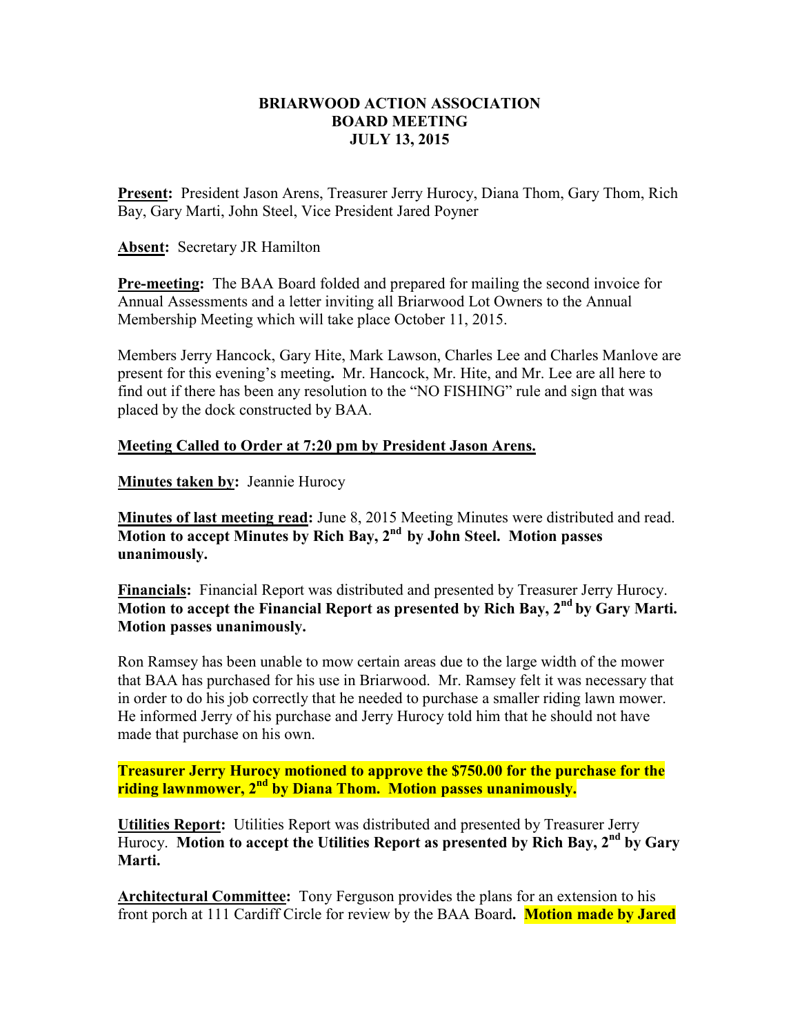# BRIARWOOD ACTION ASSOCIATION
## BOARD MEETING
## JULY 13, 2015

**Present:** President Jason Arens, Treasurer Jerry Hurocy, Diana Thom, Gary Thom, Rich Bay, Gary Marti, John Steel, Vice President Jared Poyner

**Absent:** Secretary JR Hamilton

**Pre-meeting:** The BAA Board folded and prepared for mailing the second invoice for Annual Assessments and a letter inviting all Briarwood Lot Owners to the Annual Membership Meeting which will take place October 11, 2015.

Members Jerry Hancock, Gary Hite, Mark Lawson, Charles Lee and Charles Manlove are present for this evening's meeting**.** Mr. Hancock, Mr. Hite, and Mr. Lee are all here to find out if there has been any resolution to the "NO FISHING" rule and sign that was placed by the dock constructed by BAA.

**Meeting Called to Order at 7:20 pm by President Jason Arens.**

**Minutes taken by:** Jeannie Hurocy

**Minutes of last meeting read:** June 8, 2015 Meeting Minutes were distributed and read. **Motion to accept Minutes by Rich Bay, 2nd by John Steel. Motion passes unanimously.**

**Financials:** Financial Report was distributed and presented by Treasurer Jerry Hurocy. **Motion to accept the Financial Report as presented by Rich Bay, 2nd by Gary Marti. Motion passes unanimously.**

Ron Ramsey has been unable to mow certain areas due to the large width of the mower that BAA has purchased for his use in Briarwood. Mr. Ramsey felt it was necessary that in order to do his job correctly that he needed to purchase a smaller riding lawn mower. He informed Jerry of his purchase and Jerry Hurocy told him that he should not have made that purchase on his own.

**Treasurer Jerry Hurocy motioned to approve the $750.00 for the purchase for the riding lawnmower, 2nd by Diana Thom. Motion passes unanimously.**

**Utilities Report:** Utilities Report was distributed and presented by Treasurer Jerry Hurocy. **Motion to accept the Utilities Report as presented by Rich Bay, 2nd by Gary Marti.**

**Architectural Committee:** Tony Ferguson provides the plans for an extension to his front porch at 111 Cardiff Circle for review by the BAA Board**. Motion made by Jared**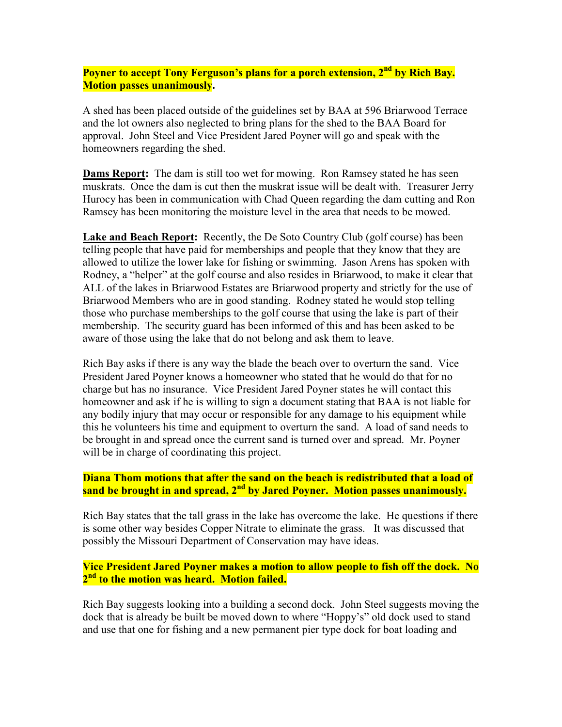**Poyner to accept Tony Ferguson's plans for a porch extension, 2nd by Rich Bay. Motion passes unanimously.**

A shed has been placed outside of the guidelines set by BAA at 596 Briarwood Terrace and the lot owners also neglected to bring plans for the shed to the BAA Board for approval. John Steel and Vice President Jared Poyner will go and speak with the homeowners regarding the shed.

**Dams Report:** The dam is still too wet for mowing. Ron Ramsey stated he has seen muskrats. Once the dam is cut then the muskrat issue will be dealt with. Treasurer Jerry Hurocy has been in communication with Chad Queen regarding the dam cutting and Ron Ramsey has been monitoring the moisture level in the area that needs to be mowed.

**Lake and Beach Report:** Recently, the De Soto Country Club (golf course) has been telling people that have paid for memberships and people that they know that they are allowed to utilize the lower lake for fishing or swimming. Jason Arens has spoken with Rodney, a "helper" at the golf course and also resides in Briarwood, to make it clear that ALL of the lakes in Briarwood Estates are Briarwood property and strictly for the use of Briarwood Members who are in good standing. Rodney stated he would stop telling those who purchase memberships to the golf course that using the lake is part of their membership. The security guard has been informed of this and has been asked to be aware of those using the lake that do not belong and ask them to leave.

Rich Bay asks if there is any way the blade the beach over to overturn the sand. Vice President Jared Poyner knows a homeowner who stated that he would do that for no charge but has no insurance. Vice President Jared Poyner states he will contact this homeowner and ask if he is willing to sign a document stating that BAA is not liable for any bodily injury that may occur or responsible for any damage to his equipment while this he volunteers his time and equipment to overturn the sand. A load of sand needs to be brought in and spread once the current sand is turned over and spread. Mr. Poyner will be in charge of coordinating this project.

**Diana Thom motions that after the sand on the beach is redistributed that a load of sand be brought in and spread, 2nd by Jared Poyner. Motion passes unanimously.**

Rich Bay states that the tall grass in the lake has overcome the lake. He questions if there is some other way besides Copper Nitrate to eliminate the grass. It was discussed that possibly the Missouri Department of Conservation may have ideas.

**Vice President Jared Poyner makes a motion to allow people to fish off the dock. No 2nd to the motion was heard. Motion failed.**

Rich Bay suggests looking into a building a second dock. John Steel suggests moving the dock that is already be built be moved down to where "Hoppy's" old dock used to stand and use that one for fishing and a new permanent pier type dock for boat loading and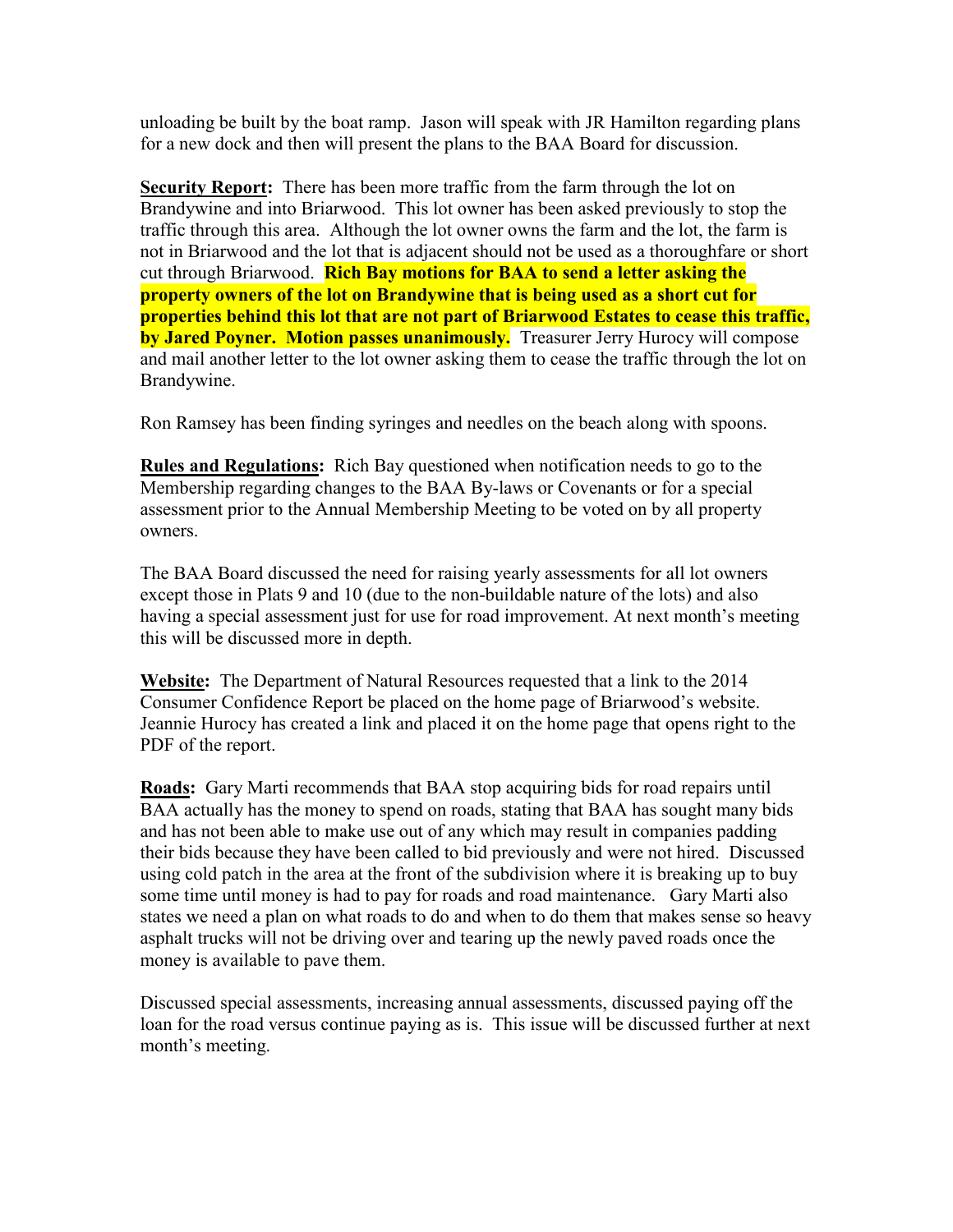unloading be built by the boat ramp. Jason will speak with JR Hamilton regarding plans for a new dock and then will present the plans to the BAA Board for discussion.

**Security Report:** There has been more traffic from the farm through the lot on Brandywine and into Briarwood. This lot owner has been asked previously to stop the traffic through this area. Although the lot owner owns the farm and the lot, the farm is not in Briarwood and the lot that is adjacent should not be used as a thoroughfare or short cut through Briarwood. **Rich Bay motions for BAA to send a letter asking the property owners of the lot on Brandywine that is being used as a short cut for properties behind this lot that are not part of Briarwood Estates to cease this traffic, by Jared Poyner. Motion passes unanimously.** Treasurer Jerry Hurocy will compose and mail another letter to the lot owner asking them to cease the traffic through the lot on Brandywine.

Ron Ramsey has been finding syringes and needles on the beach along with spoons.

**Rules and Regulations:** Rich Bay questioned when notification needs to go to the Membership regarding changes to the BAA By-laws or Covenants or for a special assessment prior to the Annual Membership Meeting to be voted on by all property owners.

The BAA Board discussed the need for raising yearly assessments for all lot owners except those in Plats 9 and 10 (due to the non-buildable nature of the lots) and also having a special assessment just for use for road improvement. At next month's meeting this will be discussed more in depth.

**Website:** The Department of Natural Resources requested that a link to the 2014 Consumer Confidence Report be placed on the home page of Briarwood's website. Jeannie Hurocy has created a link and placed it on the home page that opens right to the PDF of the report.

**Roads:** Gary Marti recommends that BAA stop acquiring bids for road repairs until BAA actually has the money to spend on roads, stating that BAA has sought many bids and has not been able to make use out of any which may result in companies padding their bids because they have been called to bid previously and were not hired. Discussed using cold patch in the area at the front of the subdivision where it is breaking up to buy some time until money is had to pay for roads and road maintenance. Gary Marti also states we need a plan on what roads to do and when to do them that makes sense so heavy asphalt trucks will not be driving over and tearing up the newly paved roads once the money is available to pave them.

Discussed special assessments, increasing annual assessments, discussed paying off the loan for the road versus continue paying as is. This issue will be discussed further at next month's meeting.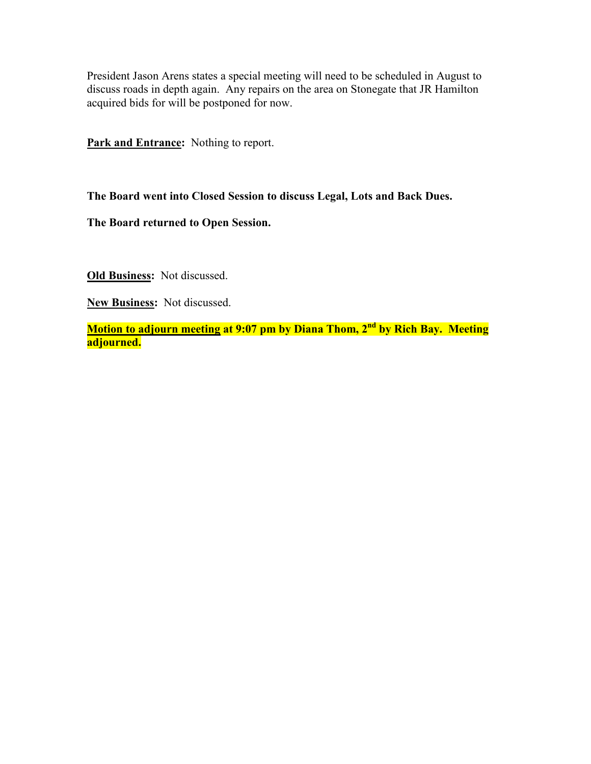President Jason Arens states a special meeting will need to be scheduled in August to discuss roads in depth again. Any repairs on the area on Stonegate that JR Hamilton acquired bids for will be postponed for now.

**Park and Entrance:** Nothing to report.

**The Board went into Closed Session to discuss Legal, Lots and Back Dues.**

**The Board returned to Open Session.**

**Old Business:** Not discussed.

**New Business:** Not discussed.

**Motion to adjourn meeting at 9:07 pm by Diana Thom, 2nd by Rich Bay. Meeting adjourned.**